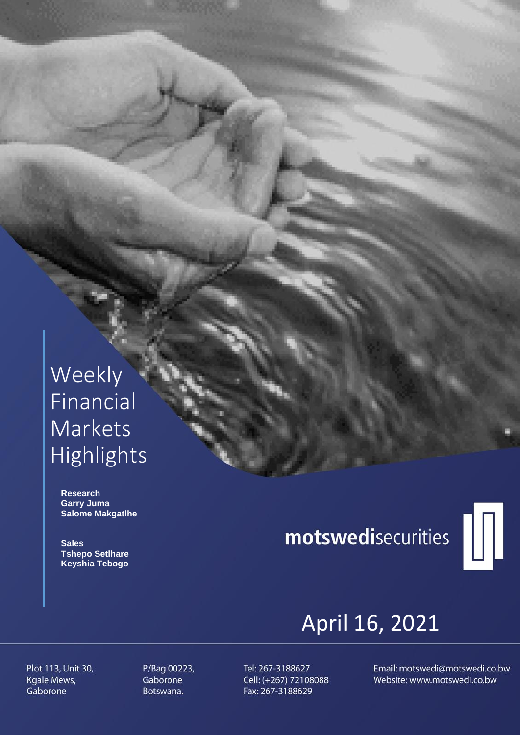# Weekly Financial Markets Highlights

**Research**
**Garry Juma**
**Salome Makgatlhe**

**Sales**
**Tshepo Setlhare**
**Keyshia Tebogo**

**motswedi**securities

## April 16, 2021

Plot 113, Unit 30,
Kgale Mews,
Gaborone

P/Bag 00223,
Gaborone
Botswana.

Tel: 267-3188627
Cell: (+267) 72108088
Fax: 267-3188629

Email: motswedi@motswedi.co.bw
Website: www.motswedi.co.bw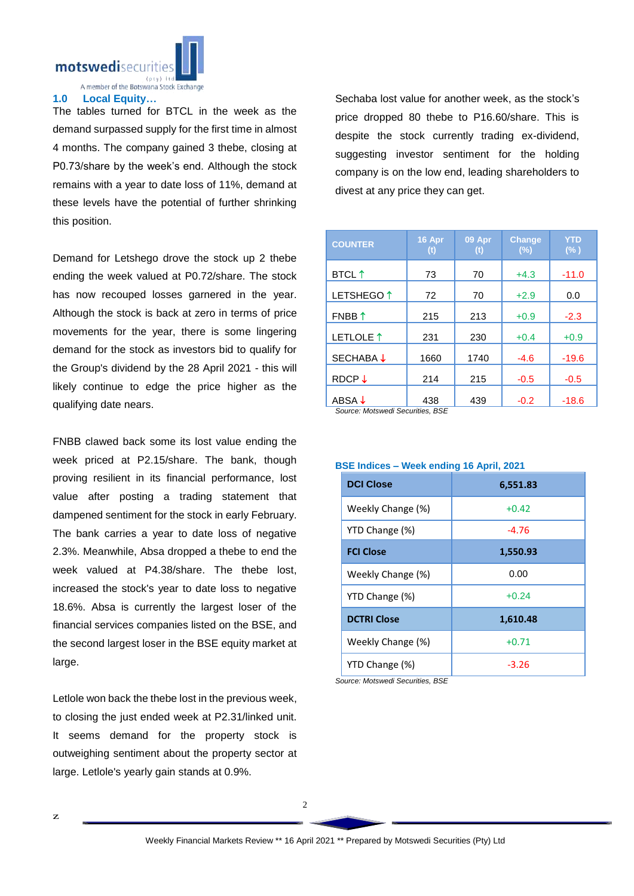## 1.0 Local Equity…

The tables turned for BTCL in the week as the demand surpassed supply for the first time in almost 4 months. The company gained 3 thebe, closing at P0.73/share by the week's end. Although the stock remains with a year to date loss of 11%, demand at these levels have the potential of further shrinking this position.

Demand for Letshego drove the stock up 2 thebe ending the week valued at P0.72/share. The stock has now recouped losses garnered in the year. Although the stock is back at zero in terms of price movements for the year, there is some lingering demand for the stock as investors bid to qualify for the Group's dividend by the 28 April 2021 - this will likely continue to edge the price higher as the qualifying date nears.

FNBB clawed back some its lost value ending the week priced at P2.15/share. The bank, though proving resilient in its financial performance, lost value after posting a trading statement that dampened sentiment for the stock in early February. The bank carries a year to date loss of negative 2.3%. Meanwhile, Absa dropped a thebe to end the week valued at P4.38/share. The thebe lost, increased the stock's year to date loss to negative 18.6%. Absa is currently the largest loser of the financial services companies listed on the BSE, and the second largest loser in the BSE equity market at large.

Letlole won back the thebe lost in the previous week, to closing the just ended week at P2.31/linked unit. It seems demand for the property stock is outweighing sentiment about the property sector at large. Letlole's yearly gain stands at 0.9%.

Sechaba lost value for another week, as the stock's price dropped 80 thebe to P16.60/share. This is despite the stock currently trading ex-dividend, suggesting investor sentiment for the holding company is on the low end, leading shareholders to divest at any price they can get.

| COUNTER | 16 Apr (t) | 09 Apr (t) | Change (%) | YTD (%) |
|---|---|---|---|---|
| BTCL ↑ | 73 | 70 | +4.3 | -11.0 |
| LETSHEGO ↑ | 72 | 70 | +2.9 | 0.0 |
| FNBB ↑ | 215 | 213 | +0.9 | -2.3 |
| LETLOLE ↑ | 231 | 230 | +0.4 | +0.9 |
| SECHABA ↓ | 1660 | 1740 | -4.6 | -19.6 |
| RDCP ↓ | 214 | 215 | -0.5 | -0.5 |
| ABSA ↓ | 438 | 439 | -0.2 | -18.6 |

*Source: Motswedi Securities, BSE*

**BSE Indices – Week ending 16 April, 2021**

| DCI Close | 6,551.83 |
|---|---|
| Weekly Change (%) | +0.42 |
| YTD Change (%) | -4.76 |
| **FCI Close** | **1,550.93** |
| Weekly Change (%) | 0.00 |
| YTD Change (%) | +0.24 |
| **DCTRI Close** | **1,610.48** |
| Weekly Change (%) | +0.71 |
| YTD Change (%) | -3.26 |

*Source: Motswedi Securities, BSE*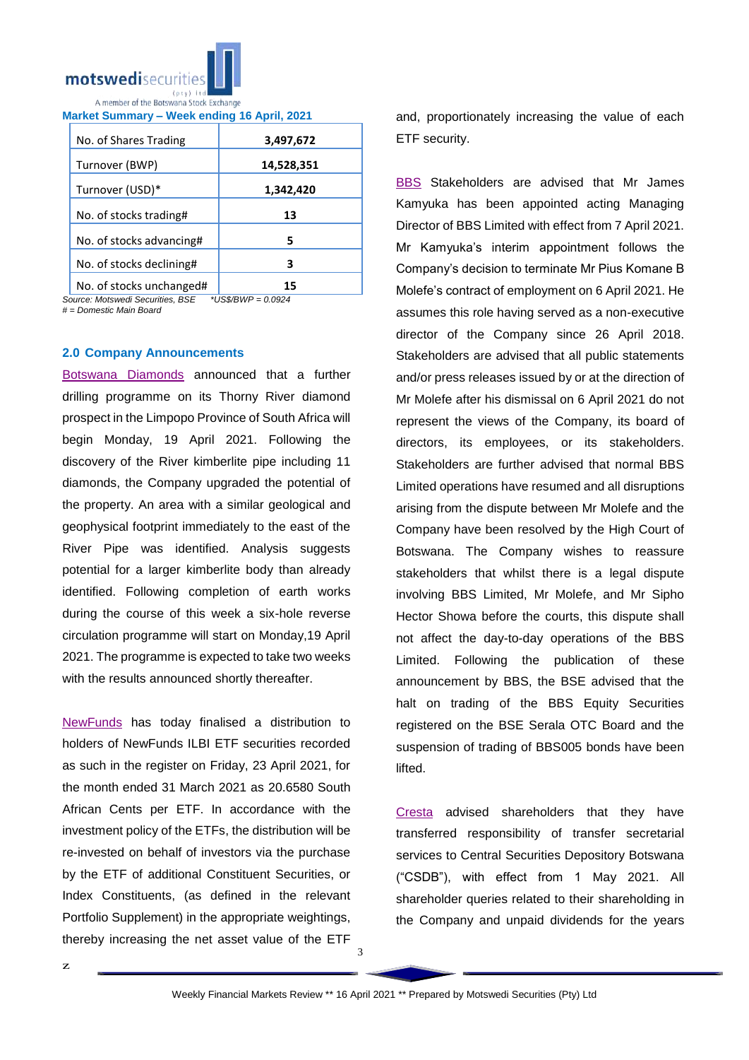**Market Summary – Week ending 16 April, 2021**

| | |
|---|---|
| No. of Shares Trading | 3,497,672 |
| Turnover (BWP) | 14,528,351 |
| Turnover (USD)* | 1,342,420 |
| No. of stocks trading# | 13 |
| No. of stocks advancing# | 5 |
| No. of stocks declining# | 3 |
| No. of stocks unchanged# | 15 |

*Source: Motswedi Securities, BSE* *\*US$/BWP = 0.0924*
*# = Domestic Main Board*

### 2.0 Company Announcements

Botswana Diamonds announced that a further drilling programme on its Thorny River diamond prospect in the Limpopo Province of South Africa will begin Monday, 19 April 2021. Following the discovery of the River kimberlite pipe including 11 diamonds, the Company upgraded the potential of the property. An area with a similar geological and geophysical footprint immediately to the east of the River Pipe was identified. Analysis suggests potential for a larger kimberlite body than already identified. Following completion of earth works during the course of this week a six-hole reverse circulation programme will start on Monday,19 April 2021. The programme is expected to take two weeks with the results announced shortly thereafter.

NewFunds has today finalised a distribution to holders of NewFunds ILBI ETF securities recorded as such in the register on Friday, 23 April 2021, for the month ended 31 March 2021 as 20.6580 South African Cents per ETF. In accordance with the investment policy of the ETFs, the distribution will be re-invested on behalf of investors via the purchase by the ETF of additional Constituent Securities, or Index Constituents, (as defined in the relevant Portfolio Supplement) in the appropriate weightings, thereby increasing the net asset value of the ETF and, proportionately increasing the value of each ETF security.

BBS Stakeholders are advised that Mr James Kamyuka has been appointed acting Managing Director of BBS Limited with effect from 7 April 2021. Mr Kamyuka's interim appointment follows the Company's decision to terminate Mr Pius Komane B Molefe's contract of employment on 6 April 2021. He assumes this role having served as a non-executive director of the Company since 26 April 2018. Stakeholders are advised that all public statements and/or press releases issued by or at the direction of Mr Molefe after his dismissal on 6 April 2021 do not represent the views of the Company, its board of directors, its employees, or its stakeholders. Stakeholders are further advised that normal BBS Limited operations have resumed and all disruptions arising from the dispute between Mr Molefe and the Company have been resolved by the High Court of Botswana. The Company wishes to reassure stakeholders that whilst there is a legal dispute involving BBS Limited, Mr Molefe, and Mr Sipho Hector Showa before the courts, this dispute shall not affect the day-to-day operations of the BBS Limited. Following the publication of these announcement by BBS, the BSE advised that the halt on trading of the BBS Equity Securities registered on the BSE Serala OTC Board and the suspension of trading of BBS005 bonds have been lifted.

Cresta advised shareholders that they have transferred responsibility of transfer secretarial services to Central Securities Depository Botswana ("CSDB"), with effect from 1 May 2021. All shareholder queries related to their shareholding in the Company and unpaid dividends for the years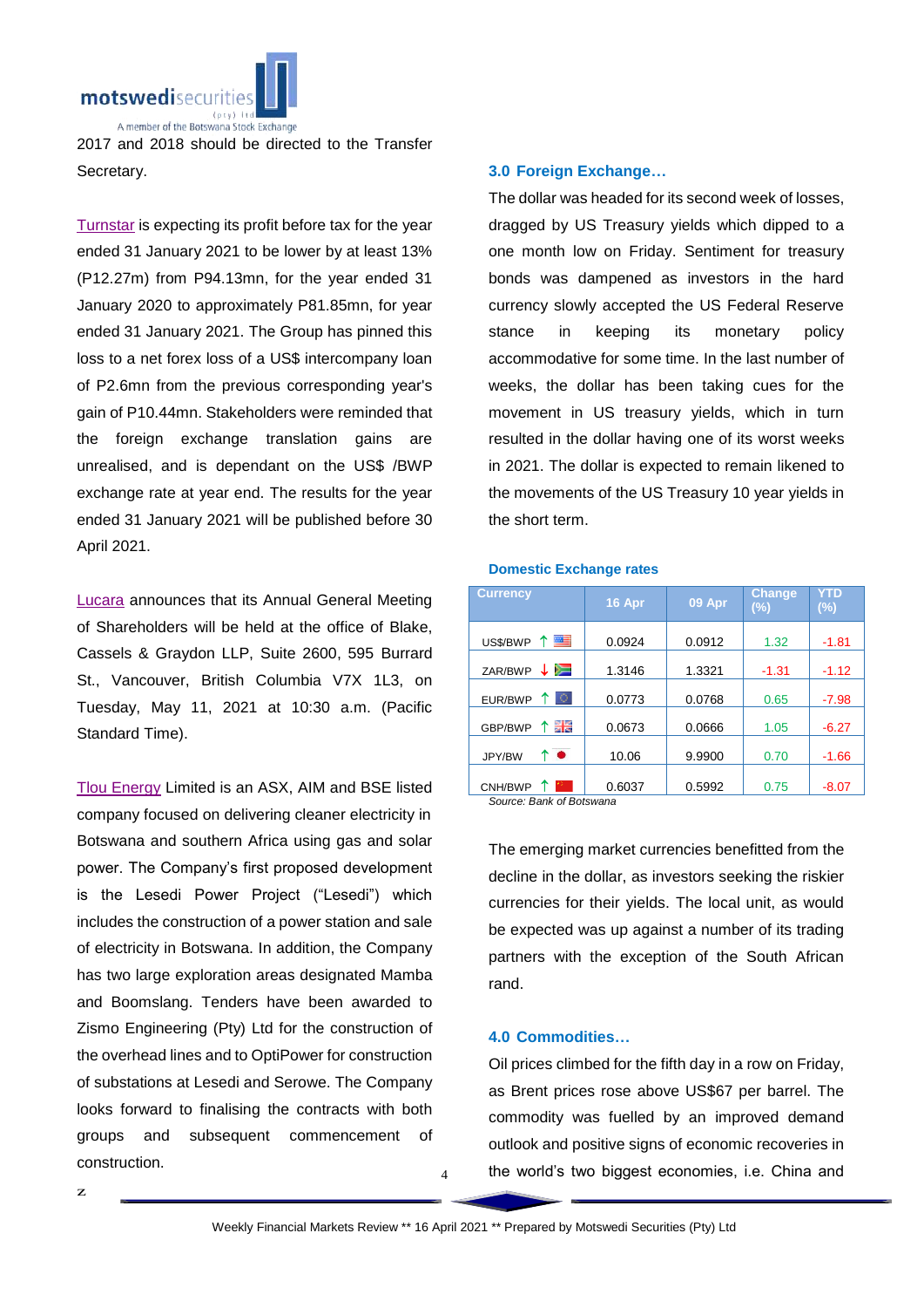2017 and 2018 should be directed to the Transfer Secretary.

Turnstar is expecting its profit before tax for the year ended 31 January 2021 to be lower by at least 13% (P12.27m) from P94.13mn, for the year ended 31 January 2020 to approximately P81.85mn, for year ended 31 January 2021. The Group has pinned this loss to a net forex loss of a US$ intercompany loan of P2.6mn from the previous corresponding year's gain of P10.44mn. Stakeholders were reminded that the foreign exchange translation gains are unrealised, and is dependant on the US$ /BWP exchange rate at year end. The results for the year ended 31 January 2021 will be published before 30 April 2021.

Lucara announces that its Annual General Meeting of Shareholders will be held at the office of Blake, Cassels & Graydon LLP, Suite 2600, 595 Burrard St., Vancouver, British Columbia V7X 1L3, on Tuesday, May 11, 2021 at 10:30 a.m. (Pacific Standard Time).

Tlou Energy Limited is an ASX, AIM and BSE listed company focused on delivering cleaner electricity in Botswana and southern Africa using gas and solar power. The Company's first proposed development is the Lesedi Power Project ("Lesedi") which includes the construction of a power station and sale of electricity in Botswana. In addition, the Company has two large exploration areas designated Mamba and Boomslang. Tenders have been awarded to Zismo Engineering (Pty) Ltd for the construction of the overhead lines and to OptiPower for construction of substations at Lesedi and Serowe. The Company looks forward to finalising the contracts with both groups and subsequent commencement of construction.

### 3.0 Foreign Exchange…

The dollar was headed for its second week of losses, dragged by US Treasury yields which dipped to a one month low on Friday. Sentiment for treasury bonds was dampened as investors in the hard currency slowly accepted the US Federal Reserve stance in keeping its monetary policy accommodative for some time. In the last number of weeks, the dollar has been taking cues for the movement in US treasury yields, which in turn resulted in the dollar having one of its worst weeks in 2021. The dollar is expected to remain likened to the movements of the US Treasury 10 year yields in the short term.

**Domestic Exchange rates**

| Currency | 16 Apr | 09 Apr | Change (%) | YTD (%) |
|---|---|---|---|---|
| US$/BWP ↑ | 0.0924 | 0.0912 | 1.32 | -1.81 |
| ZAR/BWP ↓ | 1.3146 | 1.3321 | -1.31 | -1.12 |
| EUR/BWP ↑ | 0.0773 | 0.0768 | 0.65 | -7.98 |
| GBP/BWP ↑ | 0.0673 | 0.0666 | 1.05 | -6.27 |
| JPY/BW ↑ | 10.06 | 9.9900 | 0.70 | -1.66 |
| CNH/BWP ↑ | 0.6037 | 0.5992 | 0.75 | -8.07 |

*Source: Bank of Botswana*

The emerging market currencies benefitted from the decline in the dollar, as investors seeking the riskier currencies for their yields. The local unit, as would be expected was up against a number of its trading partners with the exception of the South African rand.

### 4.0 Commodities…

Oil prices climbed for the fifth day in a row on Friday, as Brent prices rose above US$67 per barrel. The commodity was fuelled by an improved demand outlook and positive signs of economic recoveries in the world's two biggest economies, i.e. China and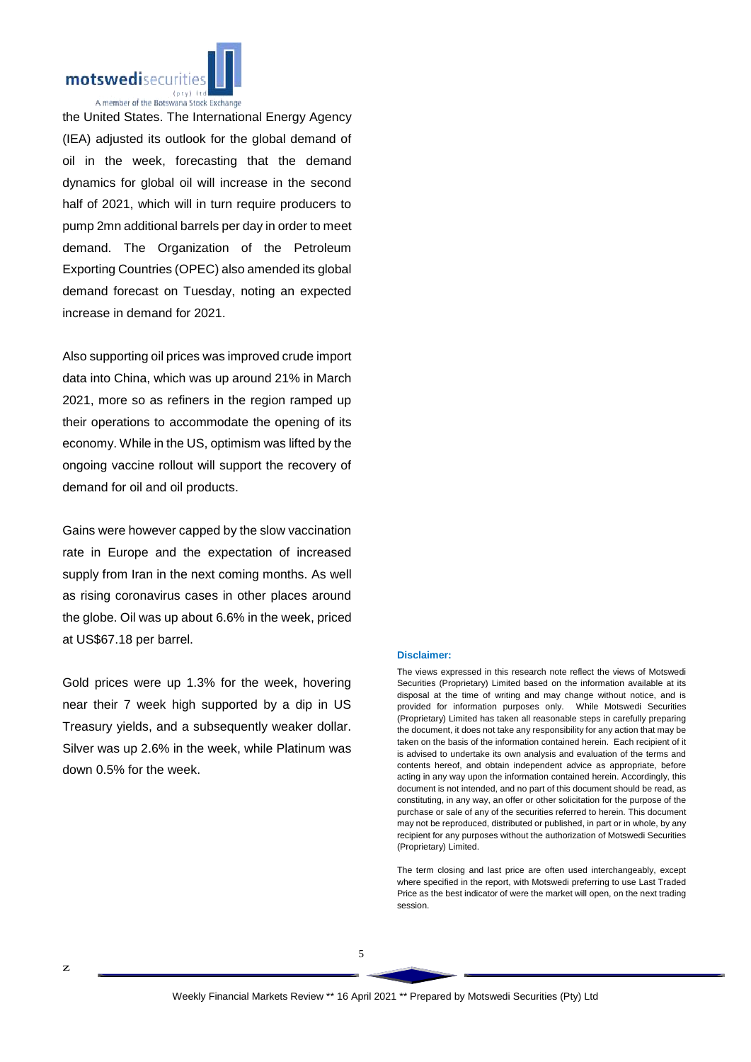the United States. The International Energy Agency (IEA) adjusted its outlook for the global demand of oil in the week, forecasting that the demand dynamics for global oil will increase in the second half of 2021, which will in turn require producers to pump 2mn additional barrels per day in order to meet demand. The Organization of the Petroleum Exporting Countries (OPEC) also amended its global demand forecast on Tuesday, noting an expected increase in demand for 2021.

Also supporting oil prices was improved crude import data into China, which was up around 21% in March 2021, more so as refiners in the region ramped up their operations to accommodate the opening of its economy. While in the US, optimism was lifted by the ongoing vaccine rollout will support the recovery of demand for oil and oil products.

Gains were however capped by the slow vaccination rate in Europe and the expectation of increased supply from Iran in the next coming months. As well as rising coronavirus cases in other places around the globe. Oil was up about 6.6% in the week, priced at US$67.18 per barrel.

Gold prices were up 1.3% for the week, hovering near their 7 week high supported by a dip in US Treasury yields, and a subsequently weaker dollar. Silver was up 2.6% in the week, while Platinum was down 0.5% for the week.

**Disclaimer:**

The views expressed in this research note reflect the views of Motswedi Securities (Proprietary) Limited based on the information available at its disposal at the time of writing and may change without notice, and is provided for information purposes only. While Motswedi Securities (Proprietary) Limited has taken all reasonable steps in carefully preparing the document, it does not take any responsibility for any action that may be taken on the basis of the information contained herein. Each recipient of it is advised to undertake its own analysis and evaluation of the terms and contents hereof, and obtain independent advice as appropriate, before acting in any way upon the information contained herein. Accordingly, this document is not intended, and no part of this document should be read, as constituting, in any way, an offer or other solicitation for the purpose of the purchase or sale of any of the securities referred to herein. This document may not be reproduced, distributed or published, in part or in whole, by any recipient for any purposes without the authorization of Motswedi Securities (Proprietary) Limited.

The term closing and last price are often used interchangeably, except where specified in the report, with Motswedi preferring to use Last Traded Price as the best indicator of were the market will open, on the next trading session.